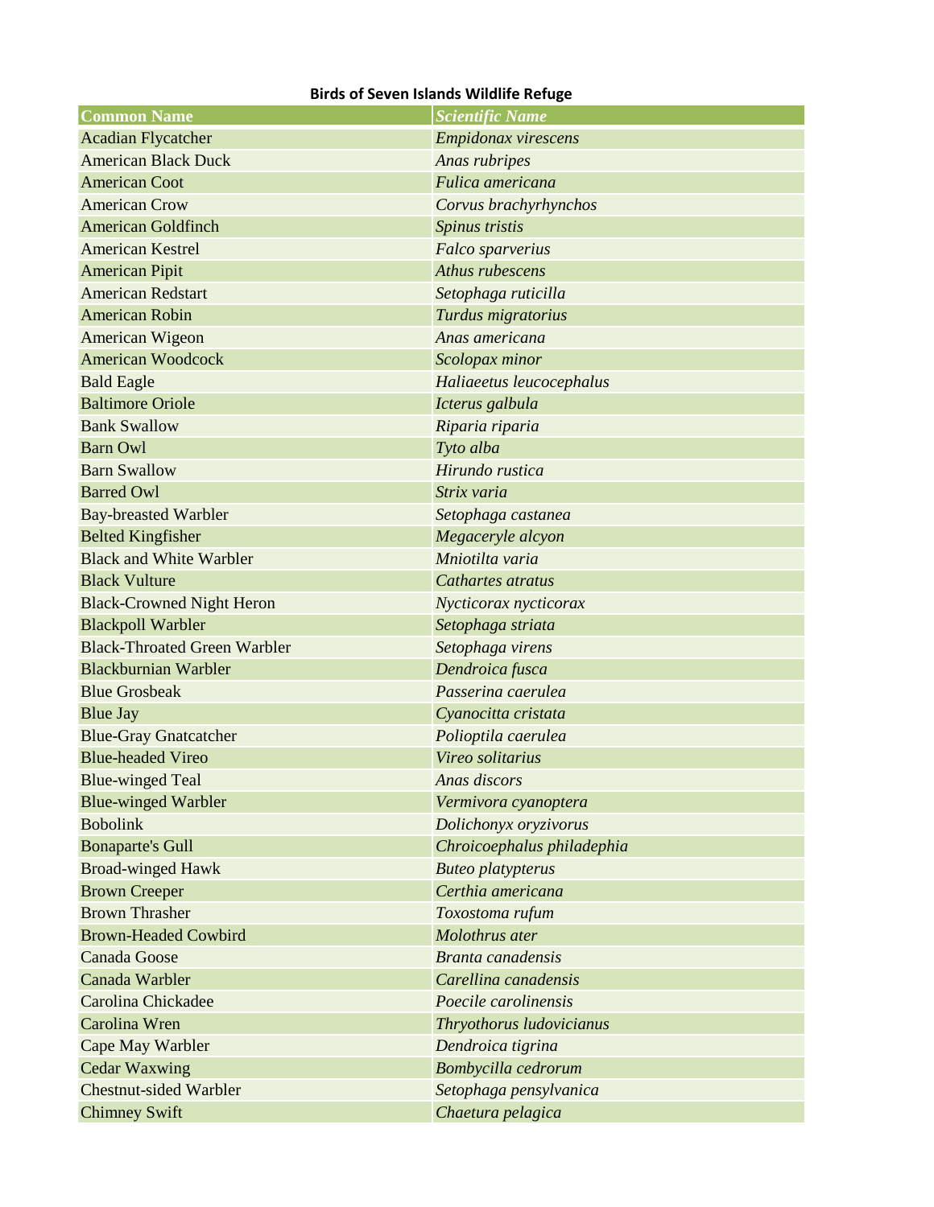**Birds of Seven Islands Wildlife Refuge**

| Common Name | Scientific Name |
|---|---|
| Acadian Flycatcher | *Empidonax virescens* |
| American Black Duck | *Anas rubripes* |
| American Coot | *Fulica americana* |
| American Crow | *Corvus brachyrhynchos* |
| American Goldfinch | *Spinus tristis* |
| American Kestrel | *Falco sparverius* |
| American Pipit | *Athus rubescens* |
| American Redstart | *Setophaga ruticilla* |
| American Robin | *Turdus migratorius* |
| American Wigeon | *Anas americana* |
| American Woodcock | *Scolopax minor* |
| Bald Eagle | *Haliaeetus leucocephalus* |
| Baltimore Oriole | *Icterus galbula* |
| Bank Swallow | *Riparia riparia* |
| Barn Owl | *Tyto alba* |
| Barn Swallow | *Hirundo rustica* |
| Barred Owl | *Strix varia* |
| Bay-breasted Warbler | *Setophaga castanea* |
| Belted Kingfisher | *Megaceryle alcyon* |
| Black and White Warbler | *Mniotilta varia* |
| Black Vulture | *Cathartes atratus* |
| Black-Crowned Night Heron | *Nycticorax nycticorax* |
| Blackpoll Warbler | *Setophaga striata* |
| Black-Throated Green Warbler | *Setophaga virens* |
| Blackburnian Warbler | *Dendroica fusca* |
| Blue Grosbeak | *Passerina caerulea* |
| Blue Jay | *Cyanocitta cristata* |
| Blue-Gray Gnatcatcher | *Polioptila caerulea* |
| Blue-headed Vireo | *Vireo solitarius* |
| Blue-winged Teal | *Anas discors* |
| Blue-winged Warbler | *Vermivora cyanoptera* |
| Bobolink | *Dolichonyx oryzivorus* |
| Bonaparte's Gull | *Chroicoephalus philadephia* |
| Broad-winged Hawk | *Buteo platypterus* |
| Brown Creeper | *Certhia americana* |
| Brown Thrasher | *Toxostoma rufum* |
| Brown-Headed Cowbird | *Molothrus ater* |
| Canada Goose | *Branta canadensis* |
| Canada Warbler | *Carellina canadensis* |
| Carolina Chickadee | *Poecile carolinensis* |
| Carolina Wren | *Thryothorus ludovicianus* |
| Cape May Warbler | *Dendroica tigrina* |
| Cedar Waxwing | *Bombycilla cedrorum* |
| Chestnut-sided Warbler | *Setophaga pensylvanica* |
| Chimney Swift | *Chaetura pelagica* |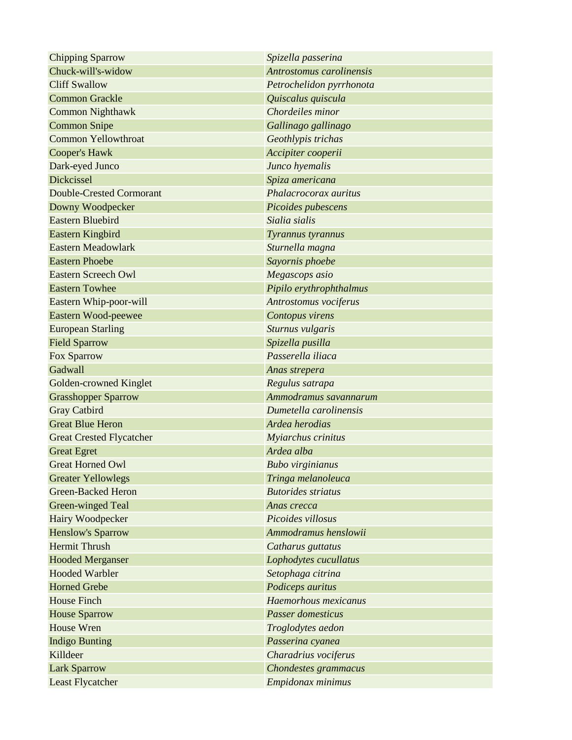| | |
|---|---|
| Chipping Sparrow | *Spizella passerina* |
| Chuck-will's-widow | *Antrostomus carolinensis* |
| Cliff Swallow | *Petrochelidon pyrrhonota* |
| Common Grackle | *Quiscalus quiscula* |
| Common Nighthawk | *Chordeiles minor* |
| Common Snipe | *Gallinago gallinago* |
| Common Yellowthroat | *Geothlypis trichas* |
| Cooper's Hawk | *Accipiter cooperii* |
| Dark-eyed Junco | *Junco hyemalis* |
| Dickcissel | *Spiza americana* |
| Double-Crested Cormorant | *Phalacrocorax auritus* |
| Downy Woodpecker | *Picoides pubescens* |
| Eastern Bluebird | *Sialia sialis* |
| Eastern Kingbird | *Tyrannus tyrannus* |
| Eastern Meadowlark | *Sturnella magna* |
| Eastern Phoebe | *Sayornis phoebe* |
| Eastern Screech Owl | *Megascops asio* |
| Eastern Towhee | *Pipilo erythrophthalmus* |
| Eastern Whip-poor-will | *Antrostomus vociferus* |
| Eastern Wood-peewee | *Contopus virens* |
| European Starling | *Sturnus vulgaris* |
| Field Sparrow | *Spizella pusilla* |
| Fox Sparrow | *Passerella iliaca* |
| Gadwall | *Anas strepera* |
| Golden-crowned Kinglet | *Regulus satrapa* |
| Grasshopper Sparrow | *Ammodramus savannarum* |
| Gray Catbird | *Dumetella carolinensis* |
| Great Blue Heron | *Ardea herodias* |
| Great Crested Flycatcher | *Myiarchus crinitus* |
| Great Egret | *Ardea alba* |
| Great Horned Owl | *Bubo virginianus* |
| Greater Yellowlegs | *Tringa melanoleuca* |
| Green-Backed Heron | *Butorides striatus* |
| Green-winged Teal | *Anas crecca* |
| Hairy Woodpecker | *Picoides villosus* |
| Henslow's Sparrow | *Ammodramus henslowii* |
| Hermit Thrush | *Catharus guttatus* |
| Hooded Merganser | *Lophodytes cucullatus* |
| Hooded Warbler | *Setophaga citrina* |
| Horned Grebe | *Podiceps auritus* |
| House Finch | *Haemorhous mexicanus* |
| House Sparrow | *Passer domesticus* |
| House Wren | *Troglodytes aedon* |
| Indigo Bunting | *Passerina cyanea* |
| Killdeer | *Charadrius vociferus* |
| Lark Sparrow | *Chondestes grammacus* |
| Least Flycatcher | *Empidonax minimus* |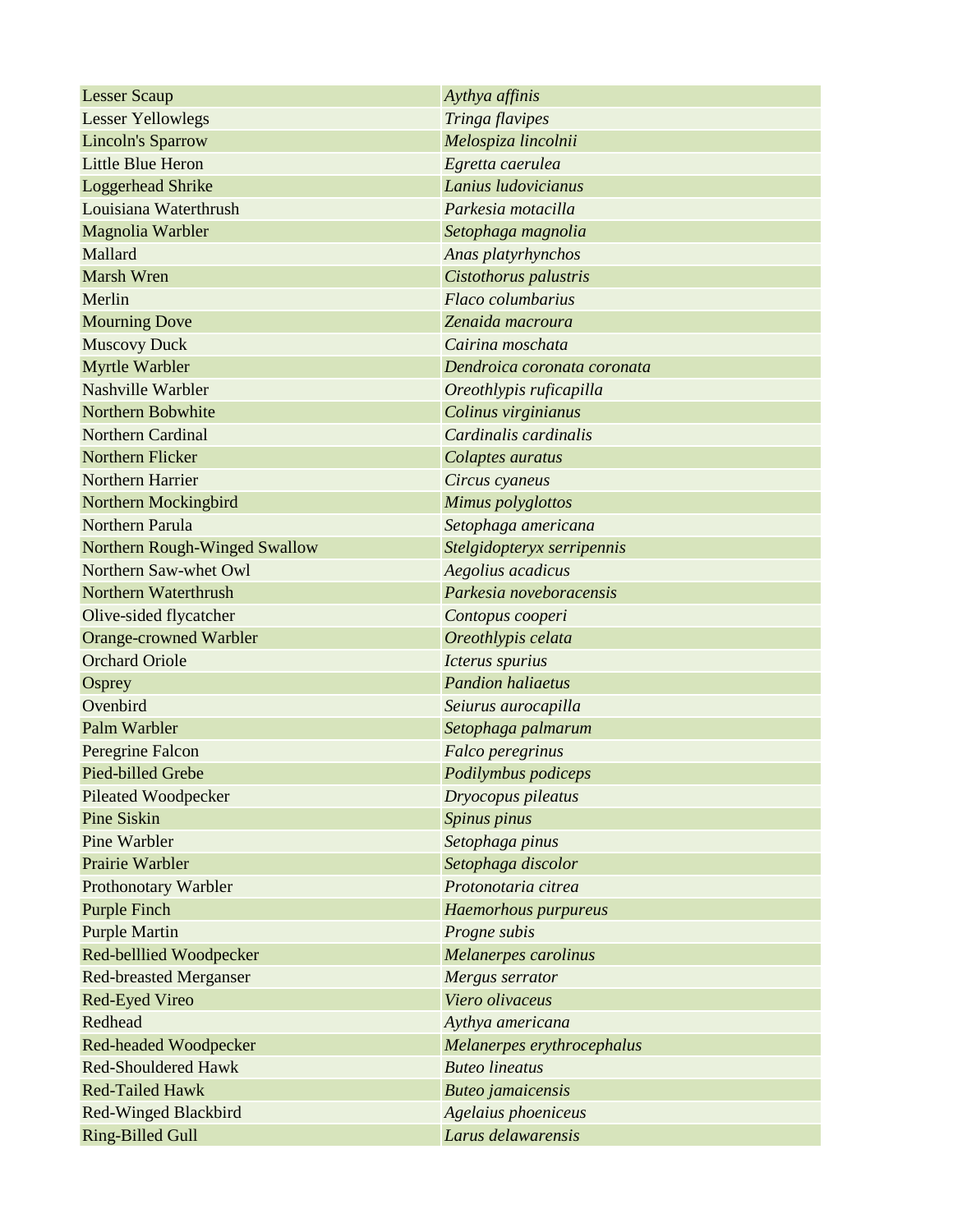| Lesser Scaup | *Aythya affinis* |
|---|---|
| Lesser Yellowlegs | *Tringa flavipes* |
| Lincoln's Sparrow | *Melospiza lincolnii* |
| Little Blue Heron | *Egretta caerulea* |
| Loggerhead Shrike | *Lanius ludovicianus* |
| Louisiana Waterthrush | *Parkesia motacilla* |
| Magnolia Warbler | *Setophaga magnolia* |
| Mallard | *Anas platyrhynchos* |
| Marsh Wren | *Cistothorus palustris* |
| Merlin | *Flaco columbarius* |
| Mourning Dove | *Zenaida macroura* |
| Muscovy Duck | *Cairina moschata* |
| Myrtle Warbler | *Dendroica coronata coronata* |
| Nashville Warbler | *Oreothlypis ruficapilla* |
| Northern Bobwhite | *Colinus virginianus* |
| Northern Cardinal | *Cardinalis cardinalis* |
| Northern Flicker | *Colaptes auratus* |
| Northern Harrier | *Circus cyaneus* |
| Northern Mockingbird | *Mimus polyglottos* |
| Northern Parula | *Setophaga americana* |
| Northern Rough-Winged Swallow | *Stelgidopteryx serripennis* |
| Northern Saw-whet Owl | *Aegolius acadicus* |
| Northern Waterthrush | *Parkesia noveboracensis* |
| Olive-sided flycatcher | *Contopus cooperi* |
| Orange-crowned Warbler | *Oreothlypis celata* |
| Orchard Oriole | *Icterus spurius* |
| Osprey | *Pandion haliaetus* |
| Ovenbird | *Seiurus aurocapilla* |
| Palm Warbler | *Setophaga palmarum* |
| Peregrine Falcon | *Falco peregrinus* |
| Pied-billed Grebe | *Podilymbus podiceps* |
| Pileated Woodpecker | *Dryocopus pileatus* |
| Pine Siskin | *Spinus pinus* |
| Pine Warbler | *Setophaga pinus* |
| Prairie Warbler | *Setophaga discolor* |
| Prothonotary Warbler | *Protonotaria citrea* |
| Purple Finch | *Haemorhous purpureus* |
| Purple Martin | *Progne subis* |
| Red-belllied Woodpecker | *Melanerpes carolinus* |
| Red-breasted Merganser | *Mergus serrator* |
| Red-Eyed Vireo | *Viero olivaceus* |
| Redhead | *Aythya americana* |
| Red-headed Woodpecker | *Melanerpes erythrocephalus* |
| Red-Shouldered Hawk | *Buteo lineatus* |
| Red-Tailed Hawk | *Buteo jamaicensis* |
| Red-Winged Blackbird | *Agelaius phoeniceus* |
| Ring-Billed Gull | *Larus delawarensis* |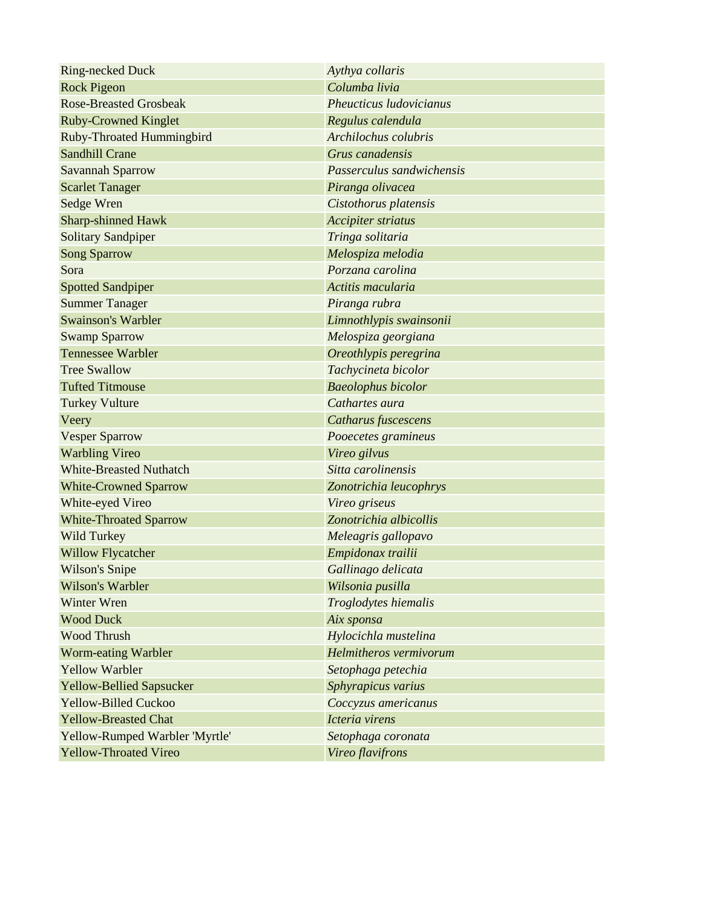| | |
|---|---|
| Ring-necked Duck | *Aythya collaris* |
| Rock Pigeon | *Columba livia* |
| Rose-Breasted Grosbeak | *Pheucticus ludovicianus* |
| Ruby-Crowned Kinglet | *Regulus calendula* |
| Ruby-Throated Hummingbird | *Archilochus colubris* |
| Sandhill Crane | *Grus canadensis* |
| Savannah Sparrow | *Passerculus sandwichensis* |
| Scarlet Tanager | *Piranga olivacea* |
| Sedge Wren | *Cistothorus platensis* |
| Sharp-shinned Hawk | *Accipiter striatus* |
| Solitary Sandpiper | *Tringa solitaria* |
| Song Sparrow | *Melospiza melodia* |
| Sora | *Porzana carolina* |
| Spotted Sandpiper | *Actitis macularia* |
| Summer Tanager | *Piranga rubra* |
| Swainson's Warbler | *Limnothlypis swainsonii* |
| Swamp Sparrow | *Melospiza georgiana* |
| Tennessee Warbler | *Oreothlypis peregrina* |
| Tree Swallow | *Tachycineta bicolor* |
| Tufted Titmouse | *Baeolophus bicolor* |
| Turkey Vulture | *Cathartes aura* |
| Veery | *Catharus fuscescens* |
| Vesper Sparrow | *Pooecetes gramineus* |
| Warbling Vireo | *Vireo gilvus* |
| White-Breasted Nuthatch | *Sitta carolinensis* |
| White-Crowned Sparrow | *Zonotrichia leucophrys* |
| White-eyed Vireo | *Vireo griseus* |
| White-Throated Sparrow | *Zonotrichia albicollis* |
| Wild Turkey | *Meleagris gallopavo* |
| Willow Flycatcher | *Empidonax trailii* |
| Wilson's Snipe | *Gallinago delicata* |
| Wilson's Warbler | *Wilsonia pusilla* |
| Winter Wren | *Troglodytes hiemalis* |
| Wood Duck | *Aix sponsa* |
| Wood Thrush | *Hylocichla mustelina* |
| Worm-eating Warbler | *Helmitheros vermivorum* |
| Yellow Warbler | *Setophaga petechia* |
| Yellow-Bellied Sapsucker | *Sphyrapicus varius* |
| Yellow-Billed Cuckoo | *Coccyzus americanus* |
| Yellow-Breasted Chat | *Icteria virens* |
| Yellow-Rumped Warbler 'Myrtle' | *Setophaga coronata* |
| Yellow-Throated Vireo | *Vireo flavifrons* |